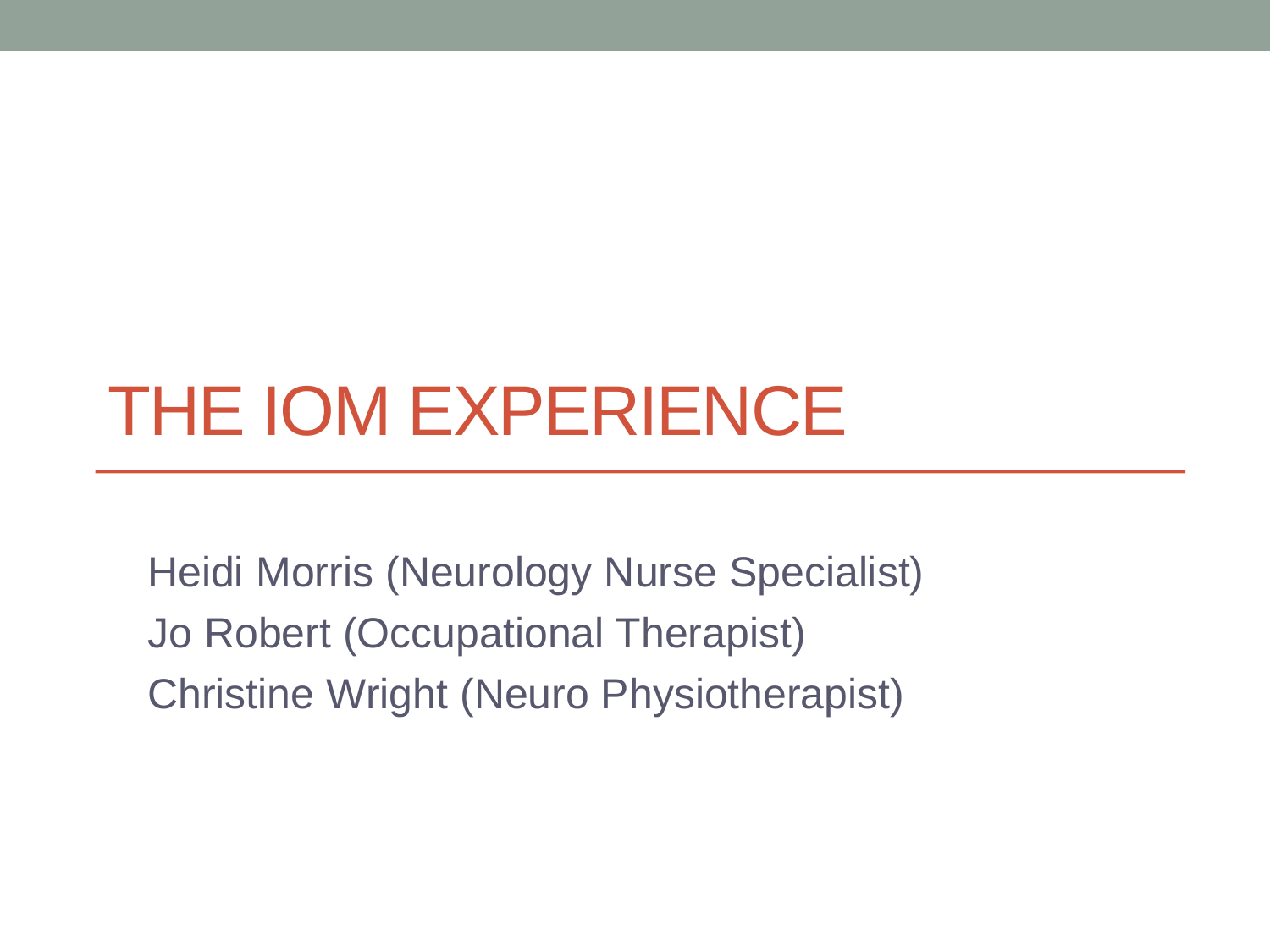# THE IOM EXPERIENCE

Heidi Morris (Neurology Nurse Specialist)
Jo Robert (Occupational Therapist)
Christine Wright (Neuro Physiotherapist)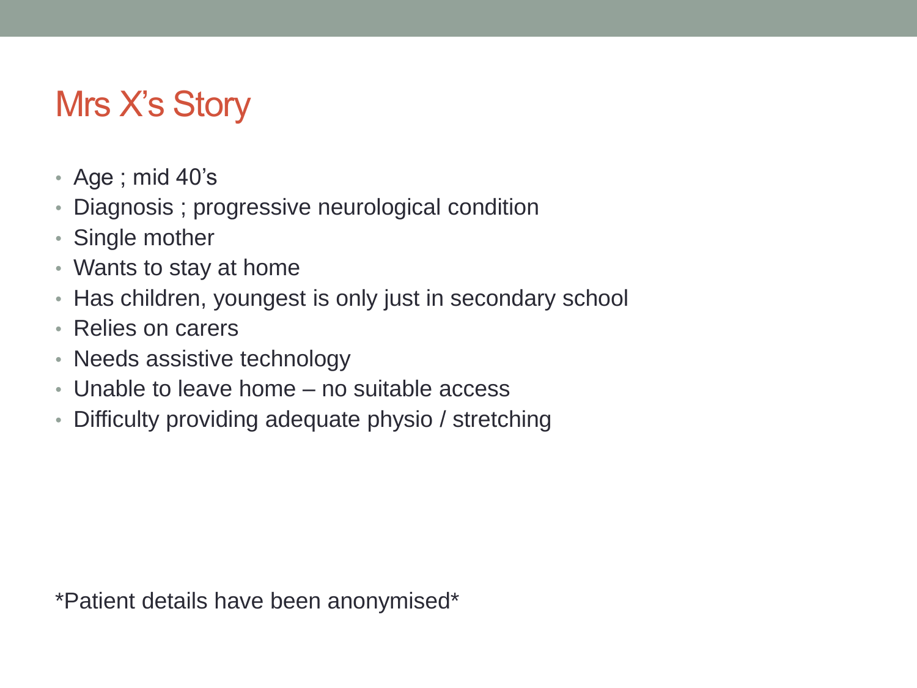# Mrs X's Story

- Age ; mid 40's
- Diagnosis ; progressive neurological condition
- Single mother
- Wants to stay at home
- Has children, youngest is only just in secondary school
- Relies on carers
- Needs assistive technology
- Unable to leave home – no suitable access
- Difficulty providing adequate physio / stretching

*Patient details have been anonymised*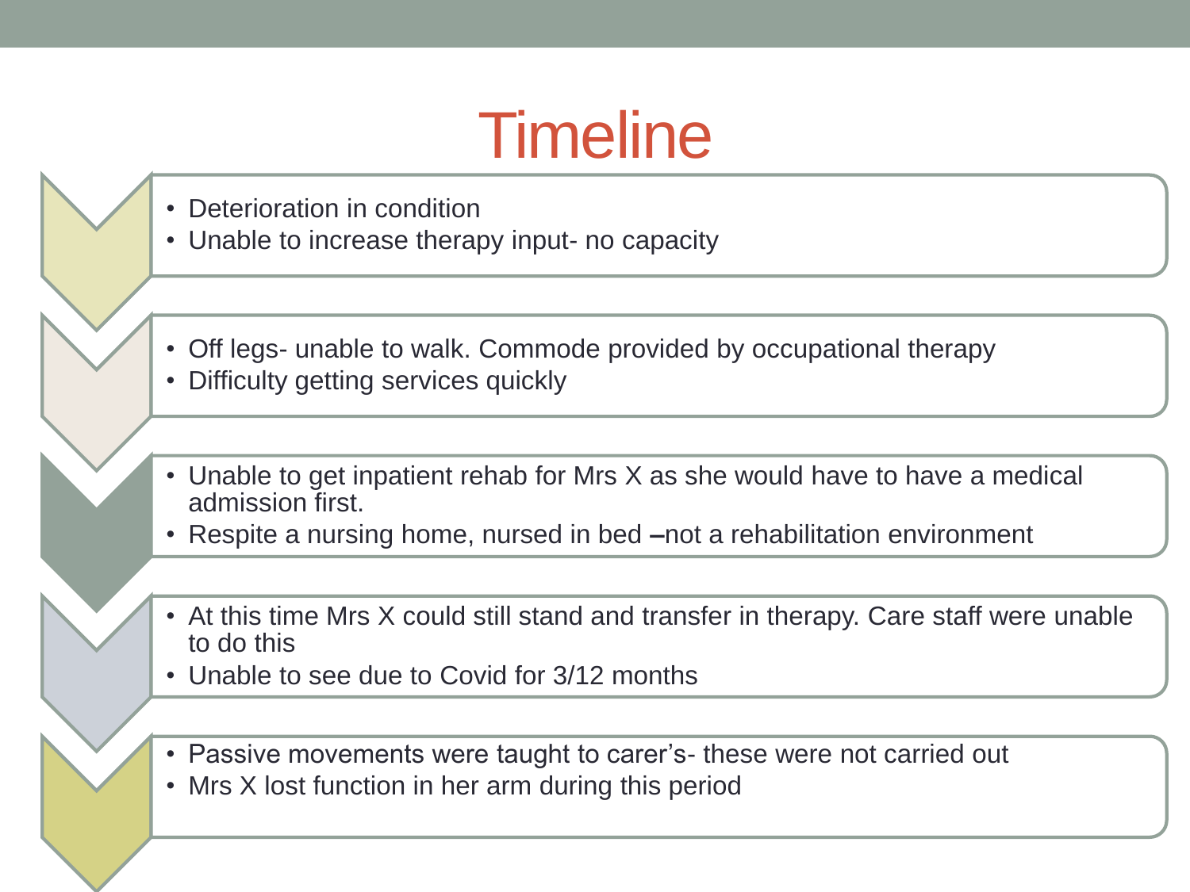# Timeline

- Deterioration in condition
- Unable to increase therapy input- no capacity

- Off legs- unable to walk. Commode provided by occupational therapy
- Difficulty getting services quickly

- Unable to get inpatient rehab for Mrs X as she would have to have a medical admission first.
- Respite a nursing home, nursed in bed –not a rehabilitation environment

- At this time Mrs X could still stand and transfer in therapy. Care staff were unable to do this
- Unable to see due to Covid for 3/12 months

- Passive movements were taught to carer's- these were not carried out
- Mrs X lost function in her arm during this period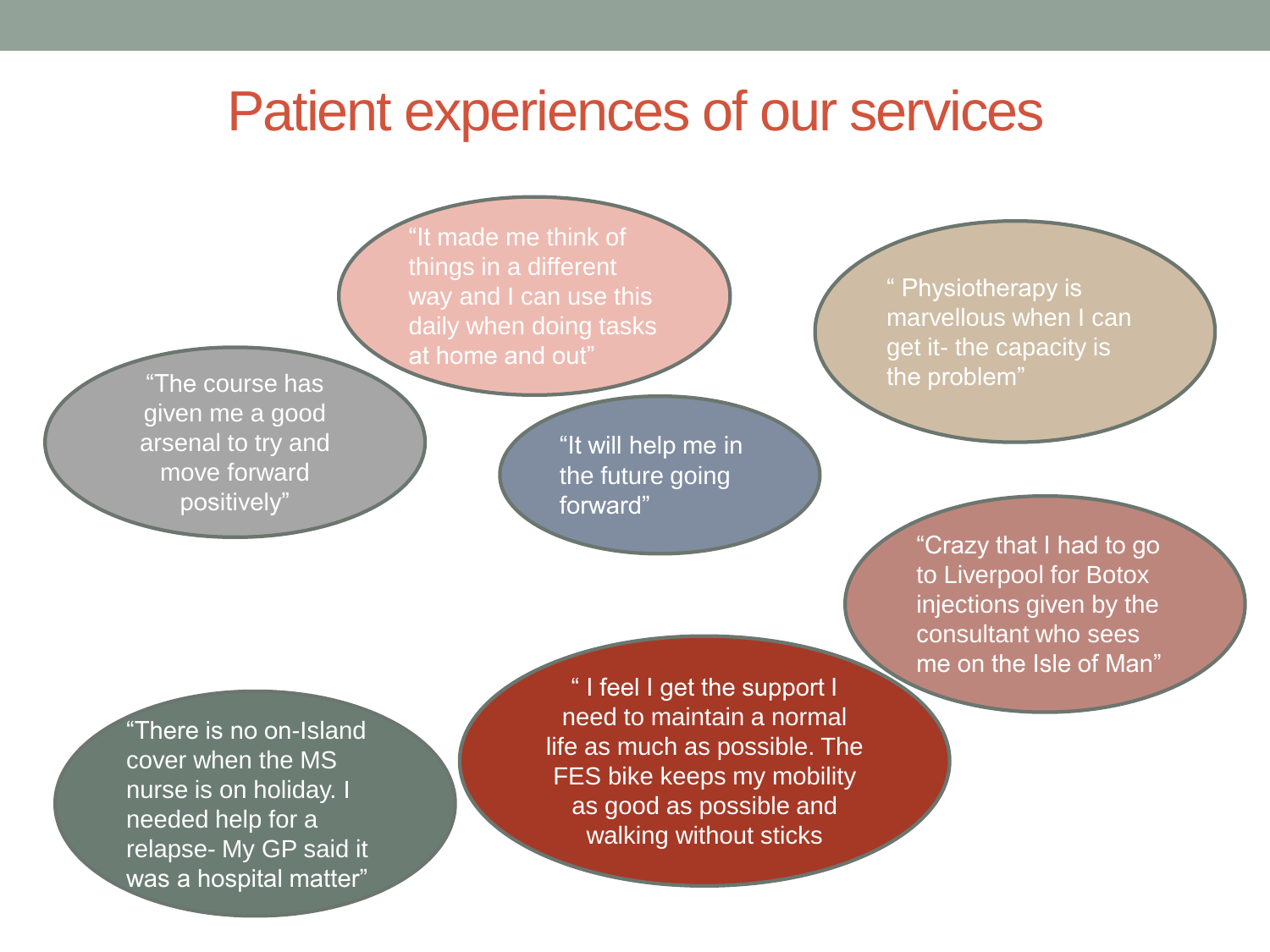# Patient experiences of our services

"It made me think of things in a different way and I can use this daily when doing tasks at home and out"

"The course has given me a good arsenal to try and move forward positively"

"It will help me in the future going forward"

" Physiotherapy is marvellous when I can get it- the capacity is the problem"

"Crazy that I had to go to Liverpool for Botox injections given by the consultant who sees me on the Isle of Man"

"There is no on-Island cover when the MS nurse is on holiday. I needed help for a relapse- My GP said it was a hospital matter"

" I feel I get the support I need to maintain a normal life as much as possible. The FES bike keeps my mobility as good as possible and walking without sticks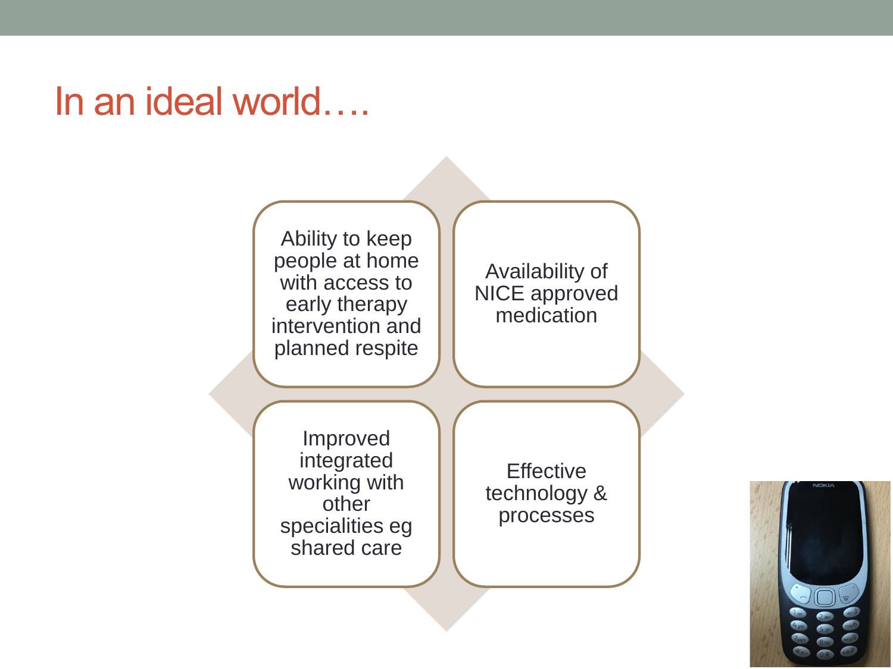# In an ideal world….

- Ability to keep people at home with access to early therapy intervention and planned respite
- Availability of NICE approved medication
- Improved integrated working with other specialities eg shared care
- Effective technology & processes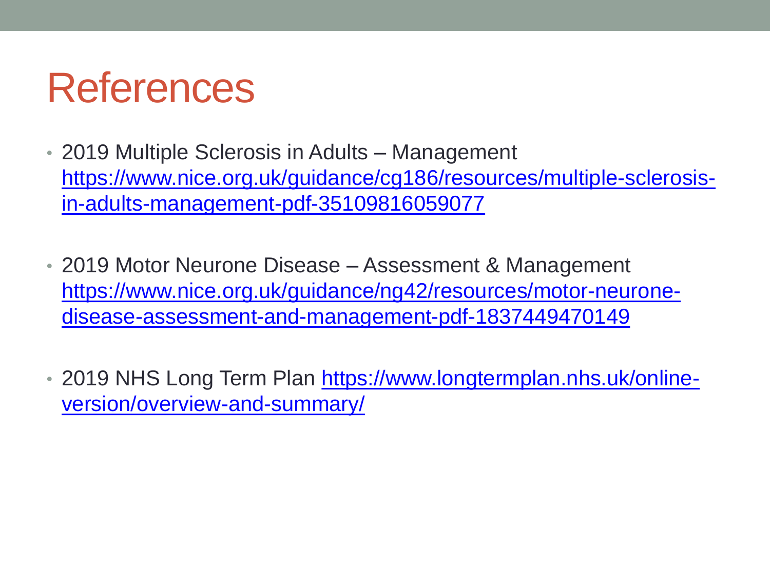# References

- 2019 Multiple Sclerosis in Adults – Management https://www.nice.org.uk/guidance/cg186/resources/multiple-sclerosis-in-adults-management-pdf-35109816059077
- 2019 Motor Neurone Disease – Assessment & Management https://www.nice.org.uk/guidance/ng42/resources/motor-neurone-disease-assessment-and-management-pdf-1837449470149
- 2019 NHS Long Term Plan https://www.longtermplan.nhs.uk/online-version/overview-and-summary/